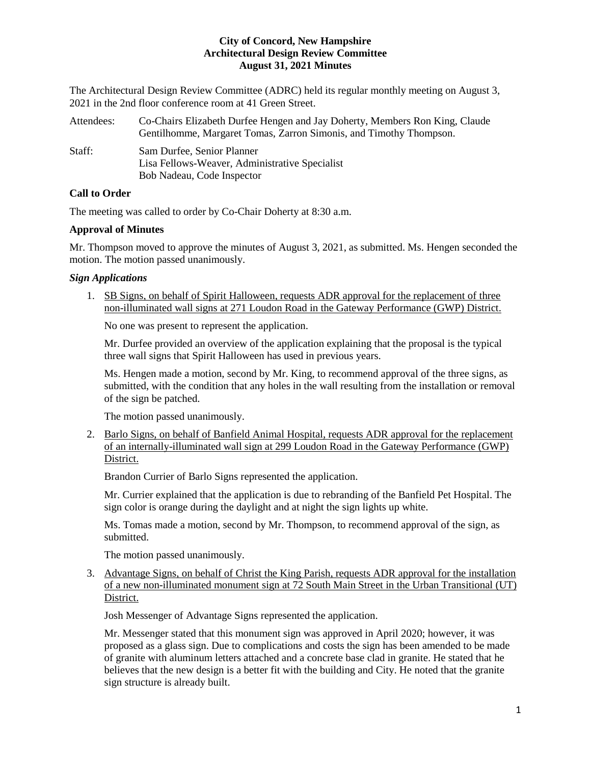**City of Concord, New Hampshire**
**Architectural Design Review Committee**
**August 31, 2021 Minutes**

The Architectural Design Review Committee (ADRC) held its regular monthly meeting on August 3, 2021 in the 2nd floor conference room at 41 Green Street.

Attendees: Co-Chairs Elizabeth Durfee Hengen and Jay Doherty, Members Ron King, Claude Gentilhomme, Margaret Tomas, Zarron Simonis, and Timothy Thompson.

Staff: Sam Durfee, Senior Planner
Lisa Fellows-Weaver, Administrative Specialist
Bob Nadeau, Code Inspector

**Call to Order**

The meeting was called to order by Co-Chair Doherty at 8:30 a.m.

**Approval of Minutes**

Mr. Thompson moved to approve the minutes of August 3, 2021, as submitted. Ms. Hengen seconded the motion. The motion passed unanimously.

***Sign Applications***

1. <u>SB Signs, on behalf of Spirit Halloween, requests ADR approval for the replacement of three non-illuminated wall signs at 271 Loudon Road in the Gateway Performance (GWP) District.</u>

   No one was present to represent the application.

   Mr. Durfee provided an overview of the application explaining that the proposal is the typical three wall signs that Spirit Halloween has used in previous years.

   Ms. Hengen made a motion, second by Mr. King, to recommend approval of the three signs, as submitted, with the condition that any holes in the wall resulting from the installation or removal of the sign be patched.

   The motion passed unanimously.

2. <u>Barlo Signs, on behalf of Banfield Animal Hospital, requests ADR approval for the replacement of an internally-illuminated wall sign at 299 Loudon Road in the Gateway Performance (GWP) District.</u>

   Brandon Currier of Barlo Signs represented the application.

   Mr. Currier explained that the application is due to rebranding of the Banfield Pet Hospital. The sign color is orange during the daylight and at night the sign lights up white.

   Ms. Tomas made a motion, second by Mr. Thompson, to recommend approval of the sign, as submitted.

   The motion passed unanimously.

3. <u>Advantage Signs, on behalf of Christ the King Parish, requests ADR approval for the installation of a new non-illuminated monument sign at 72 South Main Street in the Urban Transitional (UT) District.</u>

   Josh Messenger of Advantage Signs represented the application.

   Mr. Messenger stated that this monument sign was approved in April 2020; however, it was proposed as a glass sign. Due to complications and costs the sign has been amended to be made of granite with aluminum letters attached and a concrete base clad in granite. He stated that he believes that the new design is a better fit with the building and City. He noted that the granite sign structure is already built.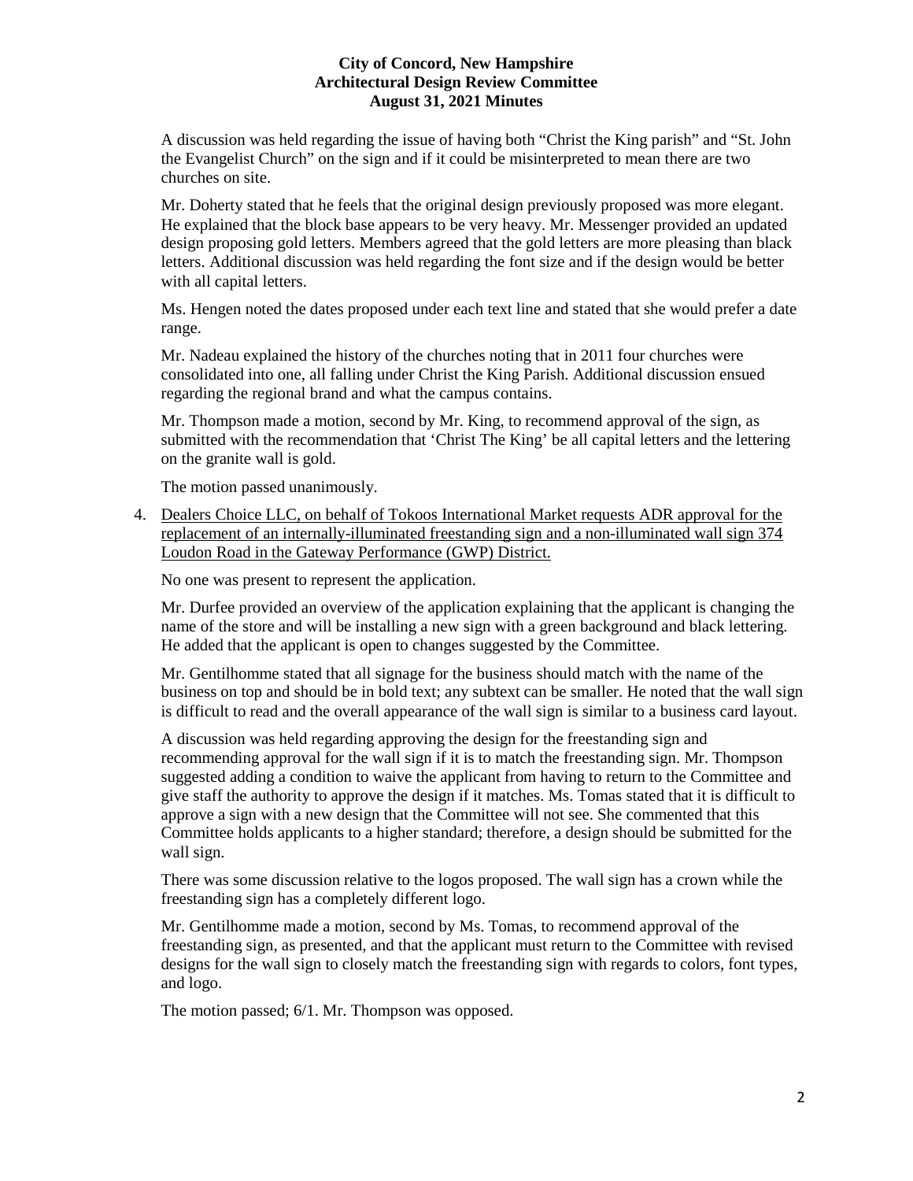A discussion was held regarding the issue of having both "Christ the King parish" and "St. John the Evangelist Church" on the sign and if it could be misinterpreted to mean there are two churches on site.

Mr. Doherty stated that he feels that the original design previously proposed was more elegant. He explained that the block base appears to be very heavy. Mr. Messenger provided an updated design proposing gold letters. Members agreed that the gold letters are more pleasing than black letters. Additional discussion was held regarding the font size and if the design would be better with all capital letters.

Ms. Hengen noted the dates proposed under each text line and stated that she would prefer a date range.

Mr. Nadeau explained the history of the churches noting that in 2011 four churches were consolidated into one, all falling under Christ the King Parish. Additional discussion ensued regarding the regional brand and what the campus contains.

Mr. Thompson made a motion, second by Mr. King, to recommend approval of the sign, as submitted with the recommendation that 'Christ The King' be all capital letters and the lettering on the granite wall is gold.

The motion passed unanimously.

4. Dealers Choice LLC, on behalf of Tokoos International Market requests ADR approval for the replacement of an internally-illuminated freestanding sign and a non-illuminated wall sign 374 Loudon Road in the Gateway Performance (GWP) District.

   No one was present to represent the application.

   Mr. Durfee provided an overview of the application explaining that the applicant is changing the name of the store and will be installing a new sign with a green background and black lettering. He added that the applicant is open to changes suggested by the Committee.

   Mr. Gentilhomme stated that all signage for the business should match with the name of the business on top and should be in bold text; any subtext can be smaller. He noted that the wall sign is difficult to read and the overall appearance of the wall sign is similar to a business card layout.

   A discussion was held regarding approving the design for the freestanding sign and recommending approval for the wall sign if it is to match the freestanding sign. Mr. Thompson suggested adding a condition to waive the applicant from having to return to the Committee and give staff the authority to approve the design if it matches. Ms. Tomas stated that it is difficult to approve a sign with a new design that the Committee will not see. She commented that this Committee holds applicants to a higher standard; therefore, a design should be submitted for the wall sign.

   There was some discussion relative to the logos proposed. The wall sign has a crown while the freestanding sign has a completely different logo.

   Mr. Gentilhomme made a motion, second by Ms. Tomas, to recommend approval of the freestanding sign, as presented, and that the applicant must return to the Committee with revised designs for the wall sign to closely match the freestanding sign with regards to colors, font types, and logo.

   The motion passed; 6/1. Mr. Thompson was opposed.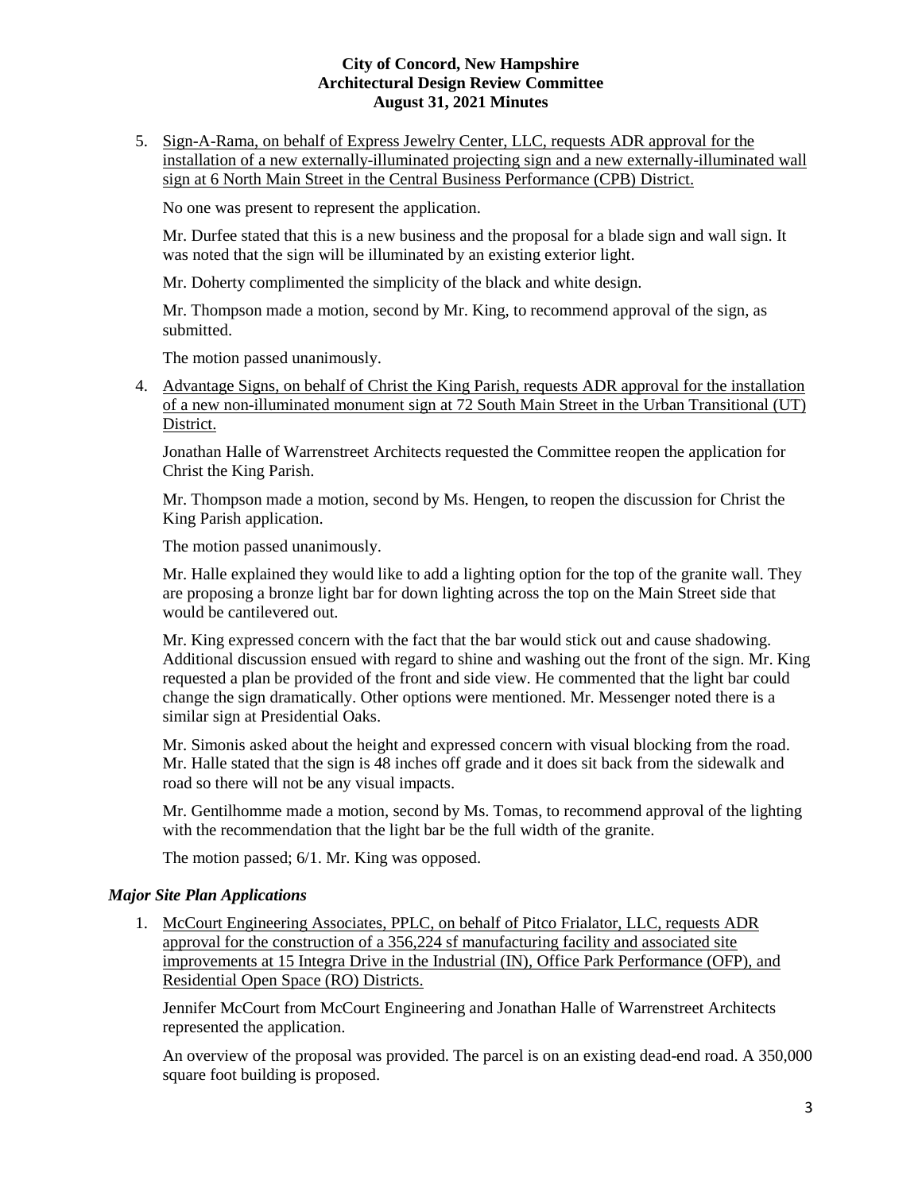5. Sign-A-Rama, on behalf of Express Jewelry Center, LLC, requests ADR approval for the installation of a new externally-illuminated projecting sign and a new externally-illuminated wall sign at 6 North Main Street in the Central Business Performance (CPB) District.

   No one was present to represent the application.

   Mr. Durfee stated that this is a new business and the proposal for a blade sign and wall sign. It was noted that the sign will be illuminated by an existing exterior light.

   Mr. Doherty complimented the simplicity of the black and white design.

   Mr. Thompson made a motion, second by Mr. King, to recommend approval of the sign, as submitted.

   The motion passed unanimously.

4. Advantage Signs, on behalf of Christ the King Parish, requests ADR approval for the installation of a new non-illuminated monument sign at 72 South Main Street in the Urban Transitional (UT) District.

   Jonathan Halle of Warrenstreet Architects requested the Committee reopen the application for Christ the King Parish.

   Mr. Thompson made a motion, second by Ms. Hengen, to reopen the discussion for Christ the King Parish application.

   The motion passed unanimously.

   Mr. Halle explained they would like to add a lighting option for the top of the granite wall. They are proposing a bronze light bar for down lighting across the top on the Main Street side that would be cantilevered out.

   Mr. King expressed concern with the fact that the bar would stick out and cause shadowing. Additional discussion ensued with regard to shine and washing out the front of the sign. Mr. King requested a plan be provided of the front and side view. He commented that the light bar could change the sign dramatically. Other options were mentioned. Mr. Messenger noted there is a similar sign at Presidential Oaks.

   Mr. Simonis asked about the height and expressed concern with visual blocking from the road. Mr. Halle stated that the sign is 48 inches off grade and it does sit back from the sidewalk and road so there will not be any visual impacts.

   Mr. Gentilhomme made a motion, second by Ms. Tomas, to recommend approval of the lighting with the recommendation that the light bar be the full width of the granite.

   The motion passed; 6/1. Mr. King was opposed.

### *Major Site Plan Applications*

1. McCourt Engineering Associates, PPLC, on behalf of Pitco Frialator, LLC, requests ADR approval for the construction of a 356,224 sf manufacturing facility and associated site improvements at 15 Integra Drive in the Industrial (IN), Office Park Performance (OFP), and Residential Open Space (RO) Districts.

   Jennifer McCourt from McCourt Engineering and Jonathan Halle of Warrenstreet Architects represented the application.

   An overview of the proposal was provided. The parcel is on an existing dead-end road. A 350,000 square foot building is proposed.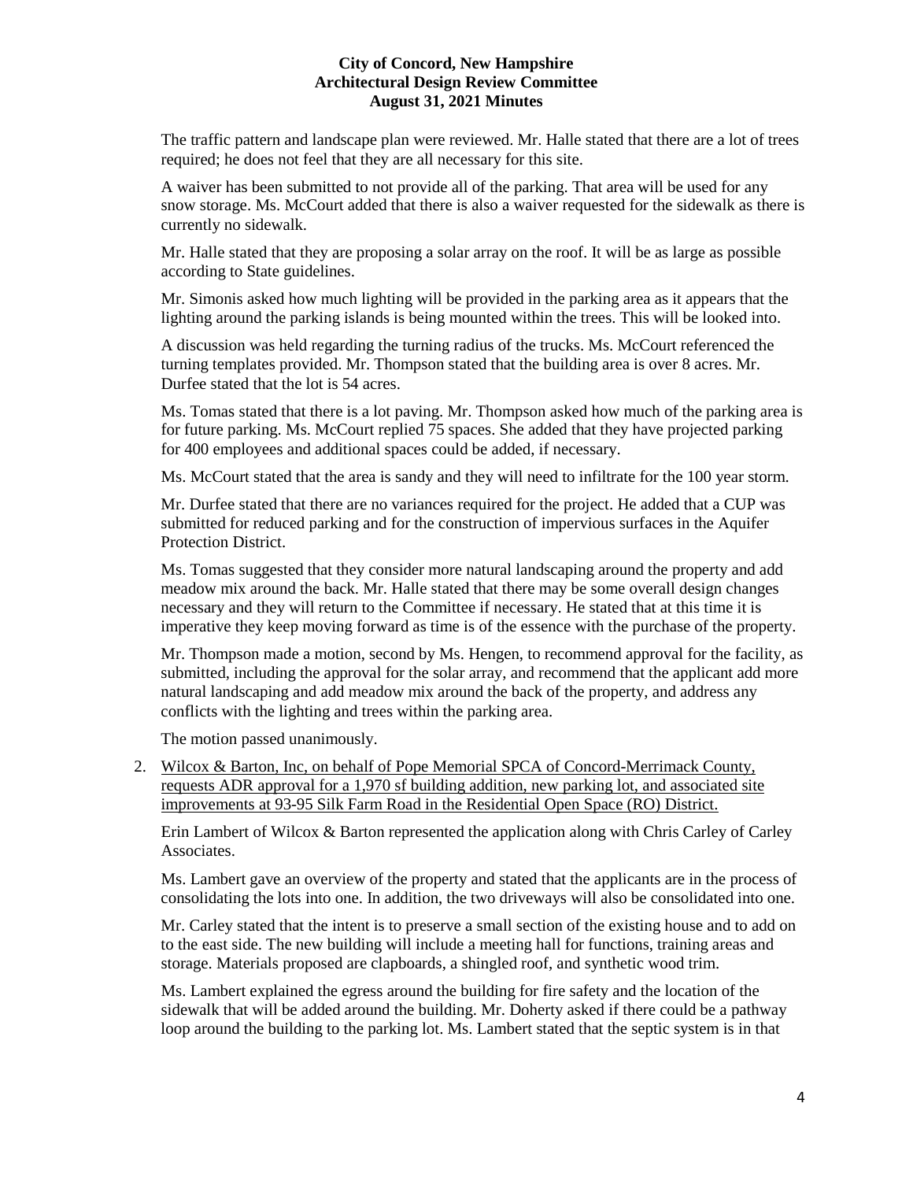The traffic pattern and landscape plan were reviewed. Mr. Halle stated that there are a lot of trees required; he does not feel that they are all necessary for this site.

A waiver has been submitted to not provide all of the parking. That area will be used for any snow storage. Ms. McCourt added that there is also a waiver requested for the sidewalk as there is currently no sidewalk.

Mr. Halle stated that they are proposing a solar array on the roof. It will be as large as possible according to State guidelines.

Mr. Simonis asked how much lighting will be provided in the parking area as it appears that the lighting around the parking islands is being mounted within the trees. This will be looked into.

A discussion was held regarding the turning radius of the trucks. Ms. McCourt referenced the turning templates provided. Mr. Thompson stated that the building area is over 8 acres. Mr. Durfee stated that the lot is 54 acres.

Ms. Tomas stated that there is a lot paving. Mr. Thompson asked how much of the parking area is for future parking. Ms. McCourt replied 75 spaces. She added that they have projected parking for 400 employees and additional spaces could be added, if necessary.

Ms. McCourt stated that the area is sandy and they will need to infiltrate for the 100 year storm.

Mr. Durfee stated that there are no variances required for the project. He added that a CUP was submitted for reduced parking and for the construction of impervious surfaces in the Aquifer Protection District.

Ms. Tomas suggested that they consider more natural landscaping around the property and add meadow mix around the back. Mr. Halle stated that there may be some overall design changes necessary and they will return to the Committee if necessary. He stated that at this time it is imperative they keep moving forward as time is of the essence with the purchase of the property.

Mr. Thompson made a motion, second by Ms. Hengen, to recommend approval for the facility, as submitted, including the approval for the solar array, and recommend that the applicant add more natural landscaping and add meadow mix around the back of the property, and address any conflicts with the lighting and trees within the parking area.

The motion passed unanimously.

2. Wilcox & Barton, Inc, on behalf of Pope Memorial SPCA of Concord-Merrimack County, requests ADR approval for a 1,970 sf building addition, new parking lot, and associated site improvements at 93-95 Silk Farm Road in the Residential Open Space (RO) District.

   Erin Lambert of Wilcox & Barton represented the application along with Chris Carley of Carley Associates.

   Ms. Lambert gave an overview of the property and stated that the applicants are in the process of consolidating the lots into one. In addition, the two driveways will also be consolidated into one.

   Mr. Carley stated that the intent is to preserve a small section of the existing house and to add on to the east side. The new building will include a meeting hall for functions, training areas and storage. Materials proposed are clapboards, a shingled roof, and synthetic wood trim.

   Ms. Lambert explained the egress around the building for fire safety and the location of the sidewalk that will be added around the building. Mr. Doherty asked if there could be a pathway loop around the building to the parking lot. Ms. Lambert stated that the septic system is in that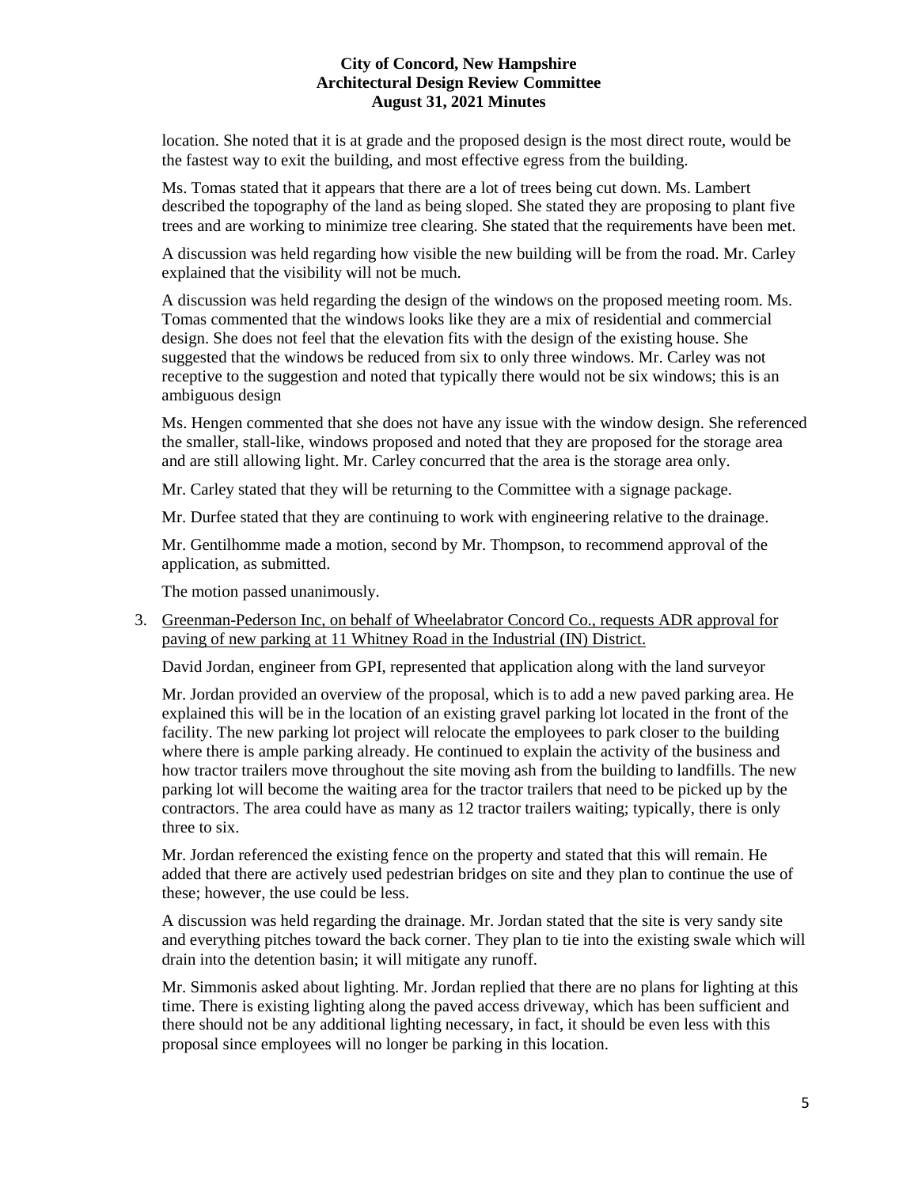location. She noted that it is at grade and the proposed design is the most direct route, would be the fastest way to exit the building, and most effective egress from the building.

Ms. Tomas stated that it appears that there are a lot of trees being cut down. Ms. Lambert described the topography of the land as being sloped. She stated they are proposing to plant five trees and are working to minimize tree clearing. She stated that the requirements have been met.

A discussion was held regarding how visible the new building will be from the road. Mr. Carley explained that the visibility will not be much.

A discussion was held regarding the design of the windows on the proposed meeting room. Ms. Tomas commented that the windows looks like they are a mix of residential and commercial design. She does not feel that the elevation fits with the design of the existing house. She suggested that the windows be reduced from six to only three windows. Mr. Carley was not receptive to the suggestion and noted that typically there would not be six windows; this is an ambiguous design

Ms. Hengen commented that she does not have any issue with the window design. She referenced the smaller, stall-like, windows proposed and noted that they are proposed for the storage area and are still allowing light. Mr. Carley concurred that the area is the storage area only.

Mr. Carley stated that they will be returning to the Committee with a signage package.

Mr. Durfee stated that they are continuing to work with engineering relative to the drainage.

Mr. Gentilhomme made a motion, second by Mr. Thompson, to recommend approval of the application, as submitted.

The motion passed unanimously.

3. Greenman-Pederson Inc, on behalf of Wheelabrator Concord Co., requests ADR approval for paving of new parking at 11 Whitney Road in the Industrial (IN) District.

   David Jordan, engineer from GPI, represented that application along with the land surveyor

   Mr. Jordan provided an overview of the proposal, which is to add a new paved parking area. He explained this will be in the location of an existing gravel parking lot located in the front of the facility. The new parking lot project will relocate the employees to park closer to the building where there is ample parking already. He continued to explain the activity of the business and how tractor trailers move throughout the site moving ash from the building to landfills. The new parking lot will become the waiting area for the tractor trailers that need to be picked up by the contractors. The area could have as many as 12 tractor trailers waiting; typically, there is only three to six.

   Mr. Jordan referenced the existing fence on the property and stated that this will remain. He added that there are actively used pedestrian bridges on site and they plan to continue the use of these; however, the use could be less.

   A discussion was held regarding the drainage. Mr. Jordan stated that the site is very sandy site and everything pitches toward the back corner. They plan to tie into the existing swale which will drain into the detention basin; it will mitigate any runoff.

   Mr. Simmonis asked about lighting. Mr. Jordan replied that there are no plans for lighting at this time. There is existing lighting along the paved access driveway, which has been sufficient and there should not be any additional lighting necessary, in fact, it should be even less with this proposal since employees will no longer be parking in this location.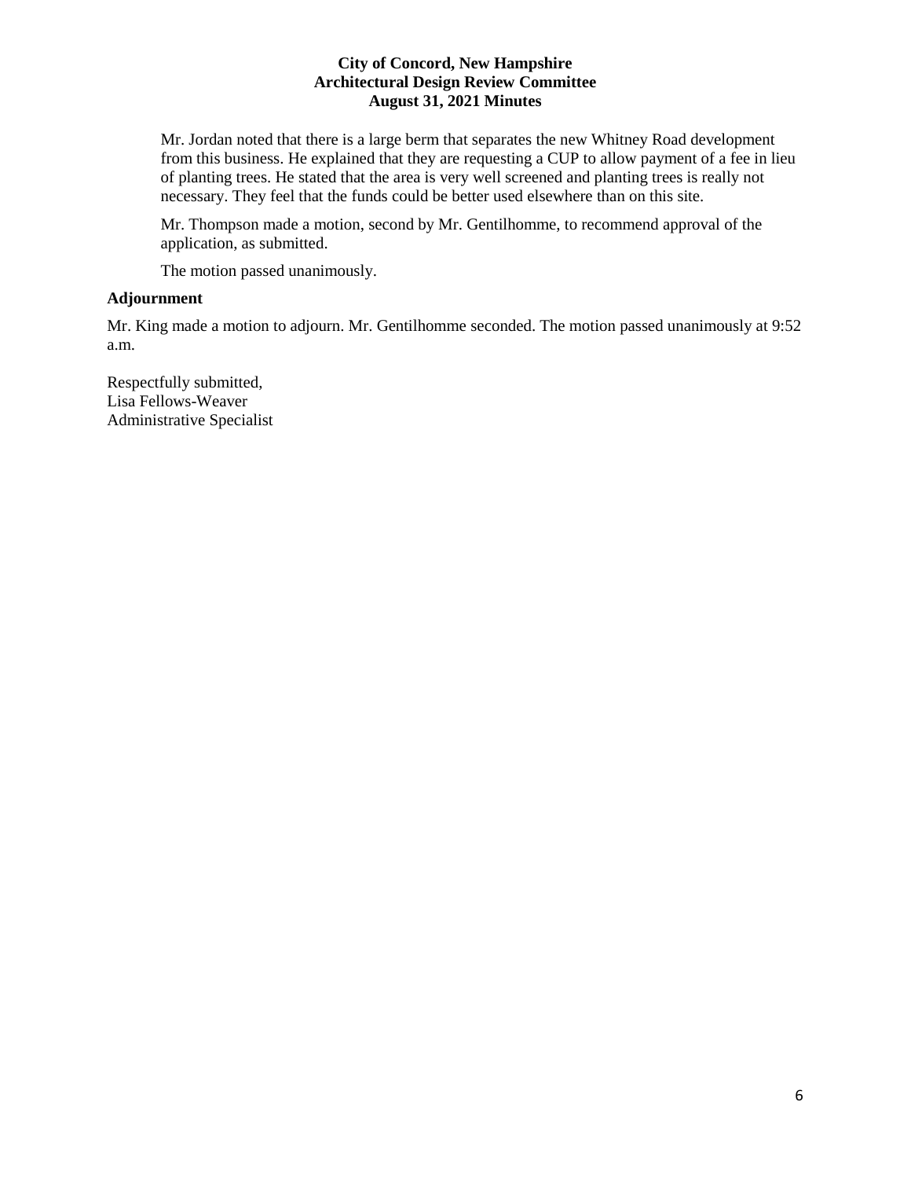Mr. Jordan noted that there is a large berm that separates the new Whitney Road development from this business. He explained that they are requesting a CUP to allow payment of a fee in lieu of planting trees. He stated that the area is very well screened and planting trees is really not necessary. They feel that the funds could be better used elsewhere than on this site.

Mr. Thompson made a motion, second by Mr. Gentilhomme, to recommend approval of the application, as submitted.

The motion passed unanimously.

**Adjournment**

Mr. King made a motion to adjourn. Mr. Gentilhomme seconded. The motion passed unanimously at 9:52 a.m.

Respectfully submitted,
Lisa Fellows-Weaver
Administrative Specialist